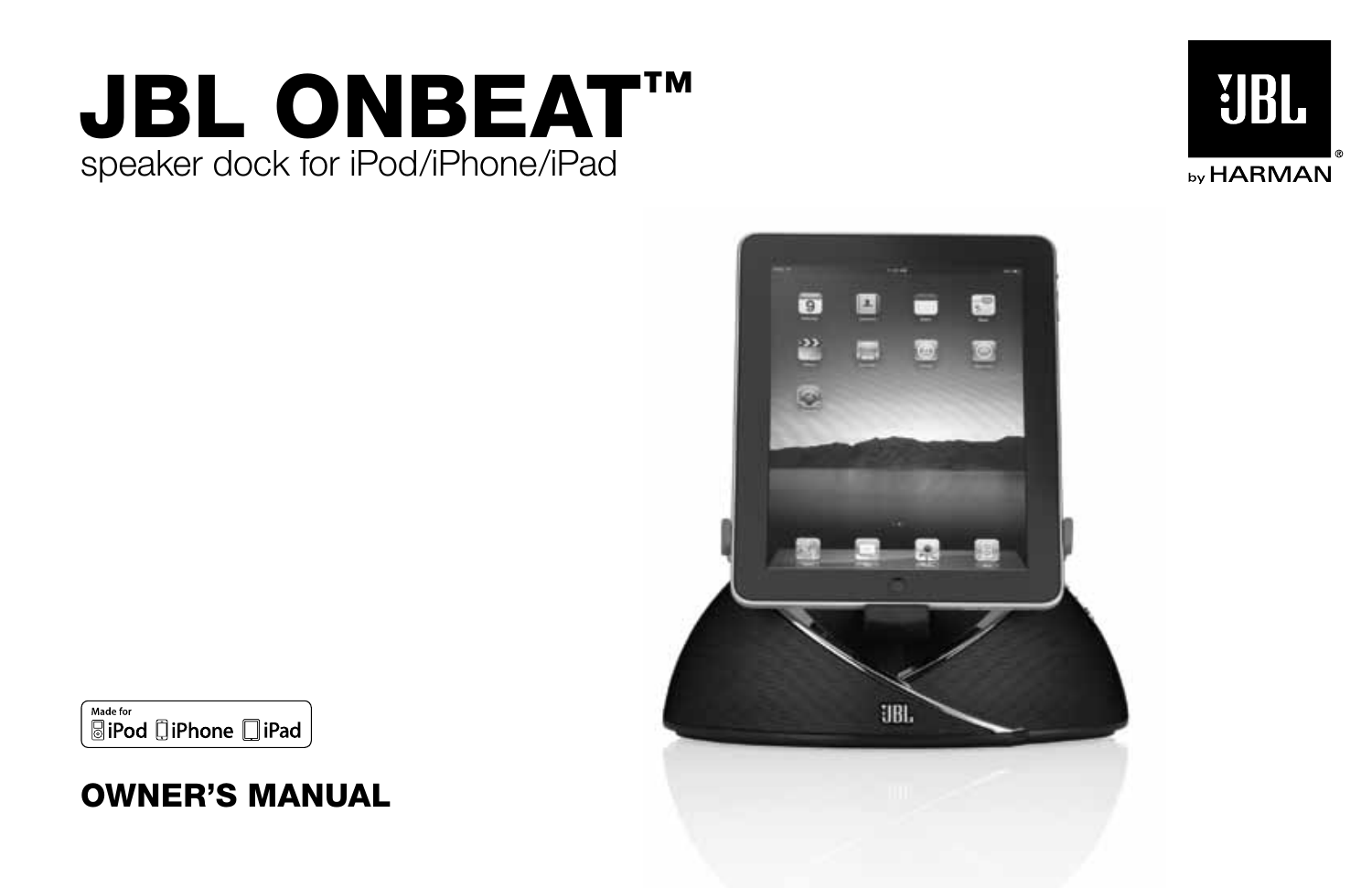# JBL ONBEAT™

speaker dock for iPod/iPhone/iPad

JBL by HARMAN®

Made for iPod iPhone iPad

## OWNER'S MANUAL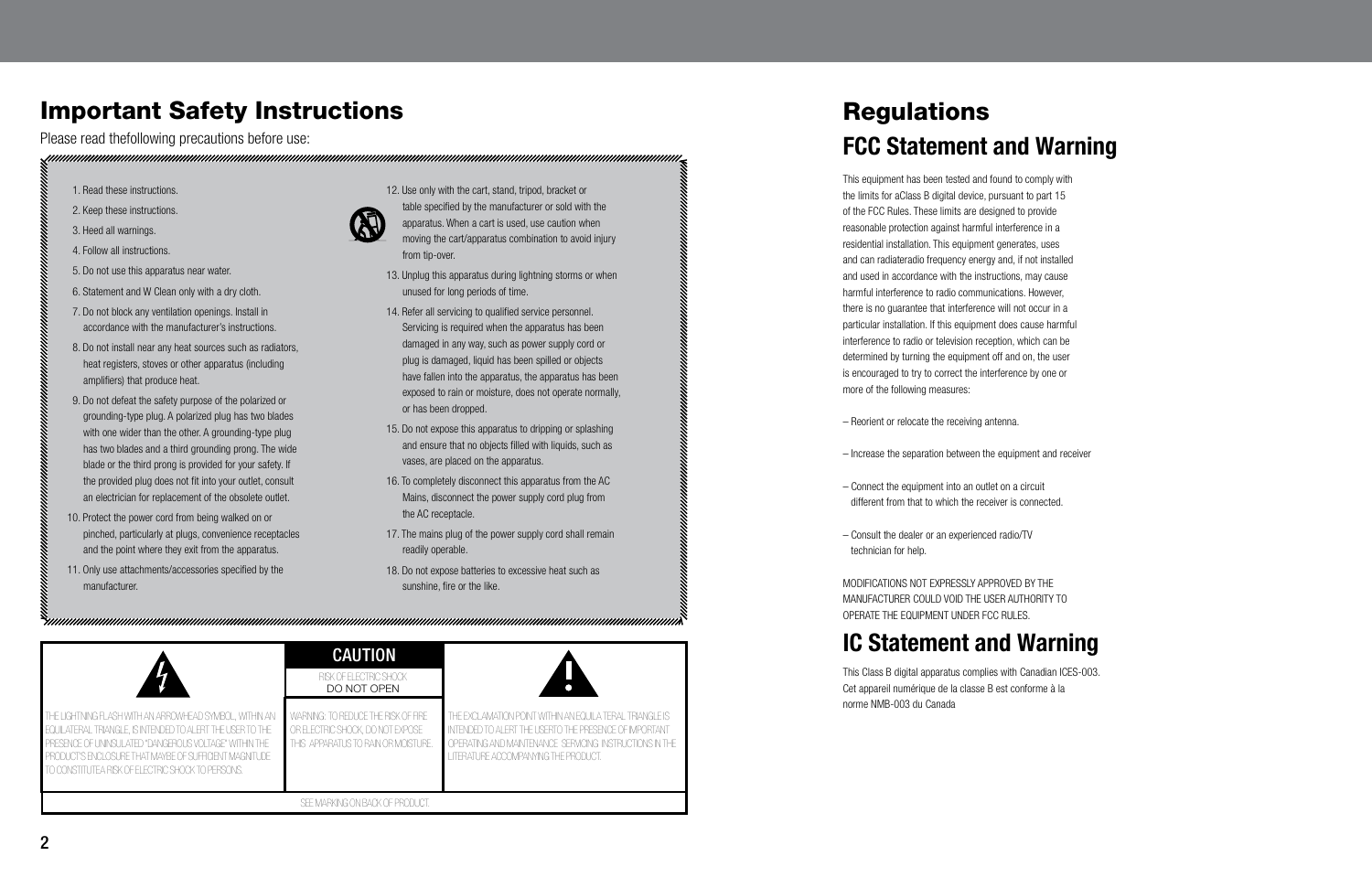# Important Safety Instructions

Please read thefollowing precautions before use:

1. Read these instructions.
2. Keep these instructions.
3. Heed all warnings.
4. Follow all instructions.
5. Do not use this apparatus near water.
6. Statement and W Clean only with a dry cloth.
7. Do not block any ventilation openings. Install in accordance with the manufacturer's instructions.
8. Do not install near any heat sources such as radiators, heat registers, stoves or other apparatus (including amplifiers) that produce heat.
9. Do not defeat the safety purpose of the polarized or grounding-type plug. A polarized plug has two blades with one wider than the other. A grounding-type plug has two blades and a third grounding prong. The wide blade or the third prong is provided for your safety. If the provided plug does not fit into your outlet, consult an electrician for replacement of the obsolete outlet.
10. Protect the power cord from being walked on or pinched, particularly at plugs, convenience receptacles and the point where they exit from the apparatus.
11. Only use attachments/accessories specified by the manufacturer.
12. Use only with the cart, stand, tripod, bracket or table specified by the manufacturer or sold with the apparatus. When a cart is used, use caution when moving the cart/apparatus combination to avoid injury from tip-over.
13. Unplug this apparatus during lightning storms or when unused for long periods of time.
14. Refer all servicing to qualified service personnel. Servicing is required when the apparatus has been damaged in any way, such as power supply cord or plug is damaged, liquid has been spilled or objects have fallen into the apparatus, the apparatus has been exposed to rain or moisture, does not operate normally, or has been dropped.
15. Do not expose this apparatus to dripping or splashing and ensure that no objects filled with liquids, such as vases, are placed on the apparatus.
16. To completely disconnect this apparatus from the AC Mains, disconnect the power supply cord plug from the AC receptacle.
17. The mains plug of the power supply cord shall remain readily operable.
18. Do not expose batteries to excessive heat such as sunshine, fire or the like.

| | CAUTION<br>RISK OF ELECTRIC SHOCK<br>DO NOT OPEN | |
|---|---|---|
| THE LIGHTNING FLASH WITH AN ARROWHEAD SYMBOL, WITHIN AN EQUILATERAL TRIANGLE, IS INTENDED TO ALERT THE USER TO THE PRESENCE OF UNINSULATED "DANGEROUS VOLTAGE" WITHIN THE PRODUCT'S ENCLOSURE THAT MAYBE OF SUFFICIENT MAGNITUDE TO CONSTITUTEA RISK OF ELECTRIC SHOCK TO PERSONS. | WARNING: TO REDUCE THE RISK OF FIRE OR ELECTRIC SHOCK, DO NOT EXPOSE THIS APPARATUS TO RAIN OR MOISTURE. | THE EXCLAMATION POINT WITHIN AN EQUILATERAL TRIANGLE IS INTENDED TO ALERT THE USERTO THE PRESENCE OF IMPORTANT OPERATING AND MAINTENANCE SERVICING INSTRUCTIONS IN THE LITERATURE ACCOMPANYING THE PRODUCT. |

SEE MARKING ON BACK OF PRODUCT.

# Regulations

## FCC Statement and Warning

This equipment has been tested and found to comply with the limits for aClass B digital device, pursuant to part 15 of the FCC Rules. These limits are designed to provide reasonable protection against harmful interference in a residential installation. This equipment generates, uses and can radiateradio frequency energy and, if not installed and used in accordance with the instructions, may cause harmful interference to radio communications. However, there is no guarantee that interference will not occur in a particular installation. If this equipment does cause harmful interference to radio or television reception, which can be determined by turning the equipment off and on, the user is encouraged to try to correct the interference by one or more of the following measures:

– Reorient or relocate the receiving antenna.

– Increase the separation between the equipment and receiver

– Connect the equipment into an outlet on a circuit different from that to which the receiver is connected.

– Consult the dealer or an experienced radio/TV technician for help.

MODIFICATIONS NOT EXPRESSLY APPROVED BY THE MANUFACTURER COULD VOID THE USER AUTHORITY TO OPERATE THE EQUIPMENT UNDER FCC RULES.

## IC Statement and Warning

This Class B digital apparatus complies with Canadian ICES-003.
Cet appareil numérique de la classe B est conforme à la norme NMB-003 du Canada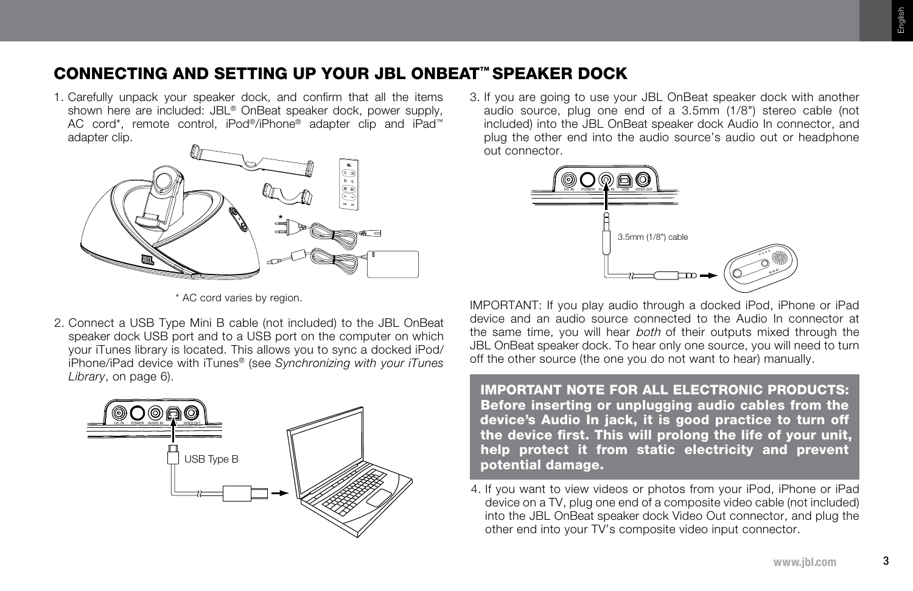# CONNECTING AND SETTING UP YOUR JBL ONBEAT™ SPEAKER DOCK

1. Carefully unpack your speaker dock, and confirm that all the items shown here are included: JBL® OnBeat speaker dock, power supply, AC cord*, remote control, iPod®/iPhone® adapter clip and iPad™ adapter clip.

\* AC cord varies by region.

2. Connect a USB Type Mini B cable (not included) to the JBL OnBeat speaker dock USB port and to a USB port on the computer on which your iTunes library is located. This allows you to sync a docked iPod/iPhone/iPad device with iTunes® (see *Synchronizing with your iTunes Library*, on page 6).

USB Type B

3. If you are going to use your JBL OnBeat speaker dock with another audio source, plug one end of a 3.5mm (1/8") stereo cable (not included) into the JBL OnBeat speaker dock Audio In connector, and plug the other end into the audio source's audio out or headphone out connector.

3.5mm (1/8") cable

IMPORTANT: If you play audio through a docked iPod, iPhone or iPad device and an audio source connected to the Audio In connector at the same time, you will hear *both* of their outputs mixed through the JBL OnBeat speaker dock. To hear only one source, you will need to turn off the other source (the one you do not want to hear) manually.

**IMPORTANT NOTE FOR ALL ELECTRONIC PRODUCTS: Before inserting or unplugging audio cables from the device's Audio In jack, it is good practice to turn off the device first. This will prolong the life of your unit, help protect it from static electricity and prevent potential damage.**

4. If you want to view videos or photos from your iPod, iPhone or iPad device on a TV, plug one end of a composite video cable (not included) into the JBL OnBeat speaker dock Video Out connector, and plug the other end into your TV's composite video input connector.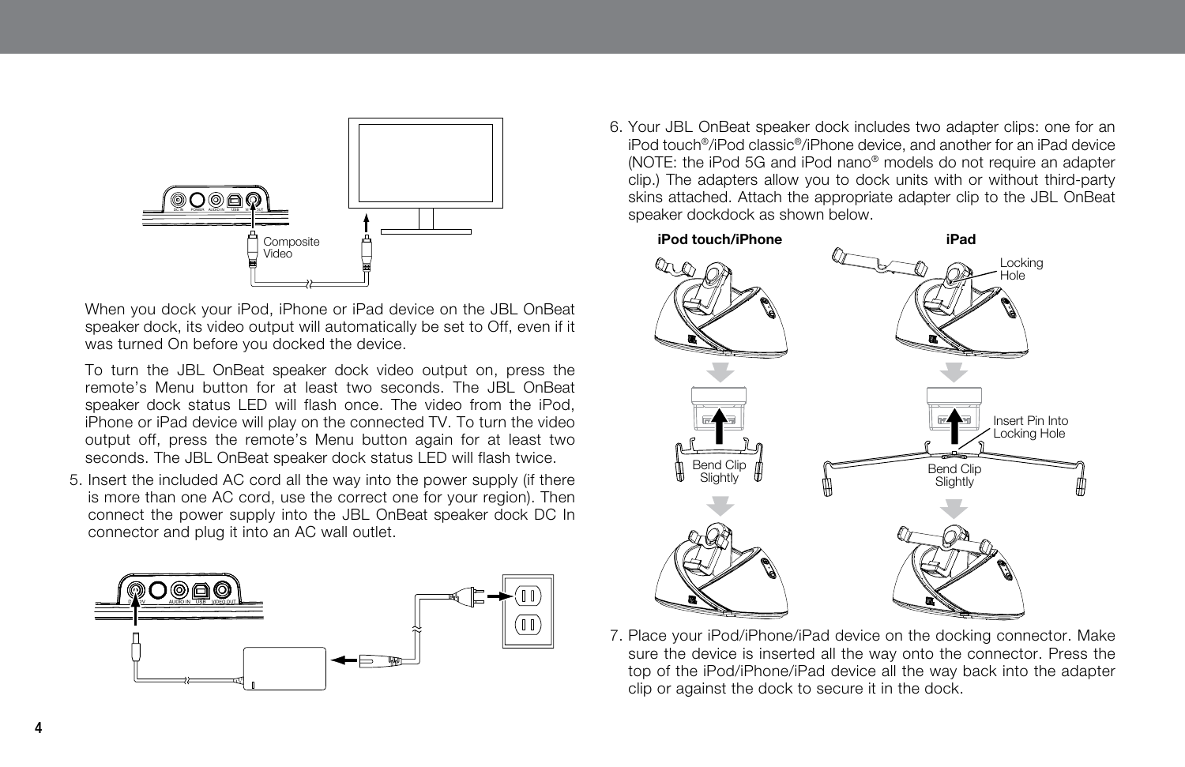When you dock your iPod, iPhone or iPad device on the JBL OnBeat speaker dock, its video output will automatically be set to Off, even if it was turned On before you docked the device.

To turn the JBL OnBeat speaker dock video output on, press the remote's Menu button for at least two seconds. The JBL OnBeat speaker dock status LED will flash once. The video from the iPod, iPhone or iPad device will play on the connected TV. To turn the video output off, press the remote's Menu button again for at least two seconds. The JBL OnBeat speaker dock status LED will flash twice.

5. Insert the included AC cord all the way into the power supply (if there is more than one AC cord, use the correct one for your region). Then connect the power supply into the JBL OnBeat speaker dock DC In connector and plug it into an AC wall outlet.

6. Your JBL OnBeat speaker dock includes two adapter clips: one for an iPod touch®/iPod classic®/iPhone device, and another for an iPad device (NOTE: the iPod 5G and iPod nano® models do not require an adapter clip.) The adapters allow you to dock units with or without third-party skins attached. Attach the appropriate adapter clip to the JBL OnBeat speaker dockdock as shown below.

7. Place your iPod/iPhone/iPad device on the docking connector. Make sure the device is inserted all the way onto the connector. Press the top of the iPod/iPhone/iPad device all the way back into the adapter clip or against the dock to secure it in the dock.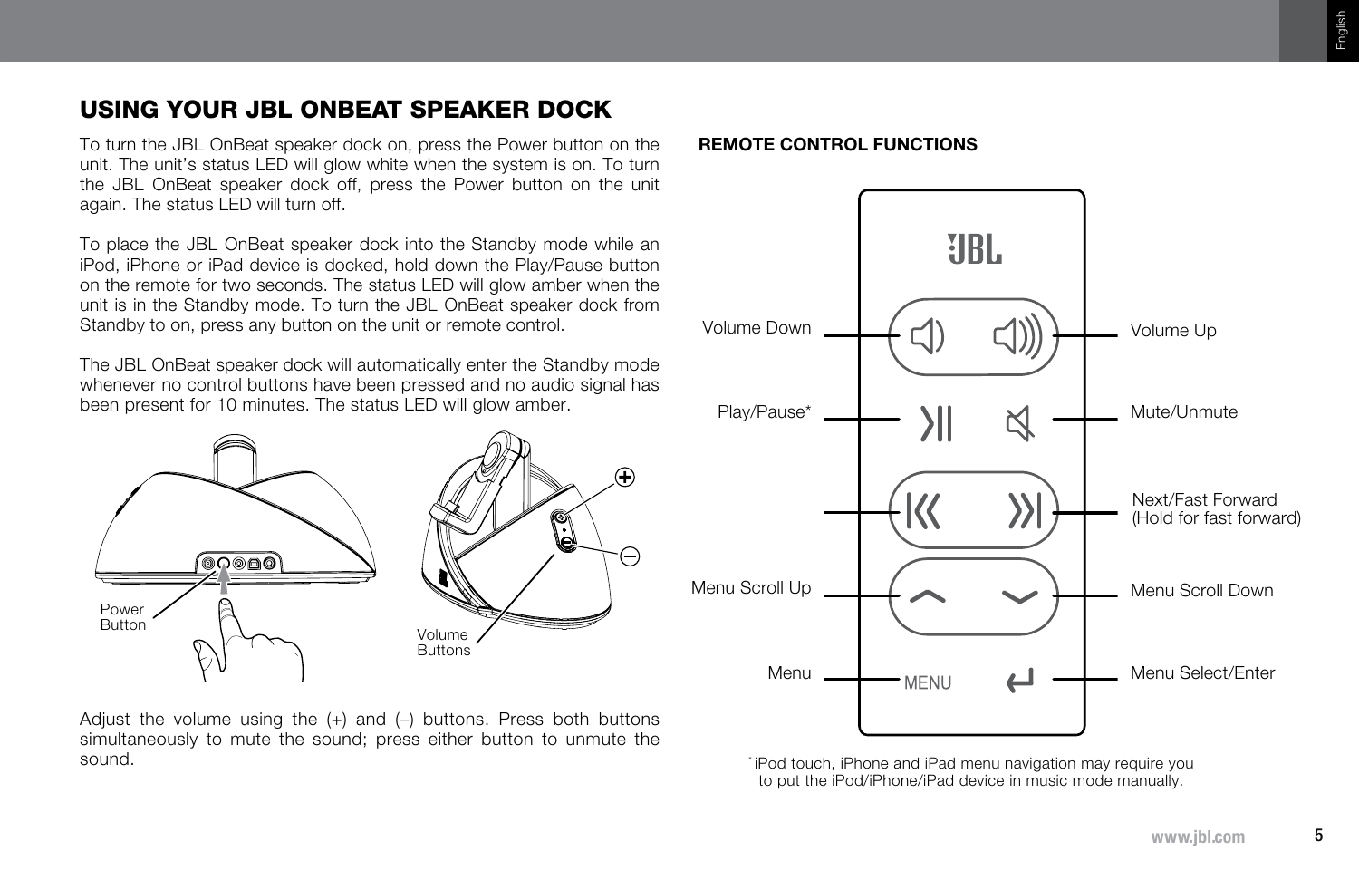# USING YOUR JBL ONBEAT SPEAKER DOCK

To turn the JBL OnBeat speaker dock on, press the Power button on the unit. The unit's status LED will glow white when the system is on. To turn the JBL OnBeat speaker dock off, press the Power button on the unit again. The status LED will turn off.

To place the JBL OnBeat speaker dock into the Standby mode while an iPod, iPhone or iPad device is docked, hold down the Play/Pause button on the remote for two seconds. The status LED will glow amber when the unit is in the Standby mode. To turn the JBL OnBeat speaker dock from Standby to on, press any button on the unit or remote control.

The JBL OnBeat speaker dock will automatically enter the Standby mode whenever no control buttons have been pressed and no audio signal has been present for 10 minutes. The status LED will glow amber.

Power Button

Volume Buttons

Adjust the volume using the (+) and (–) buttons. Press both buttons simultaneously to mute the sound; press either button to unmute the sound.

## REMOTE CONTROL FUNCTIONS

- Volume Down
- Volume Up
- Play/Pause*
- Mute/Unmute
- Next/Fast Forward (Hold for fast forward)
- Menu Scroll Up
- Menu Scroll Down
- Menu
- Menu Select/Enter

* iPod touch, iPhone and iPad menu navigation may require you to put the iPod/iPhone/iPad device in music mode manually.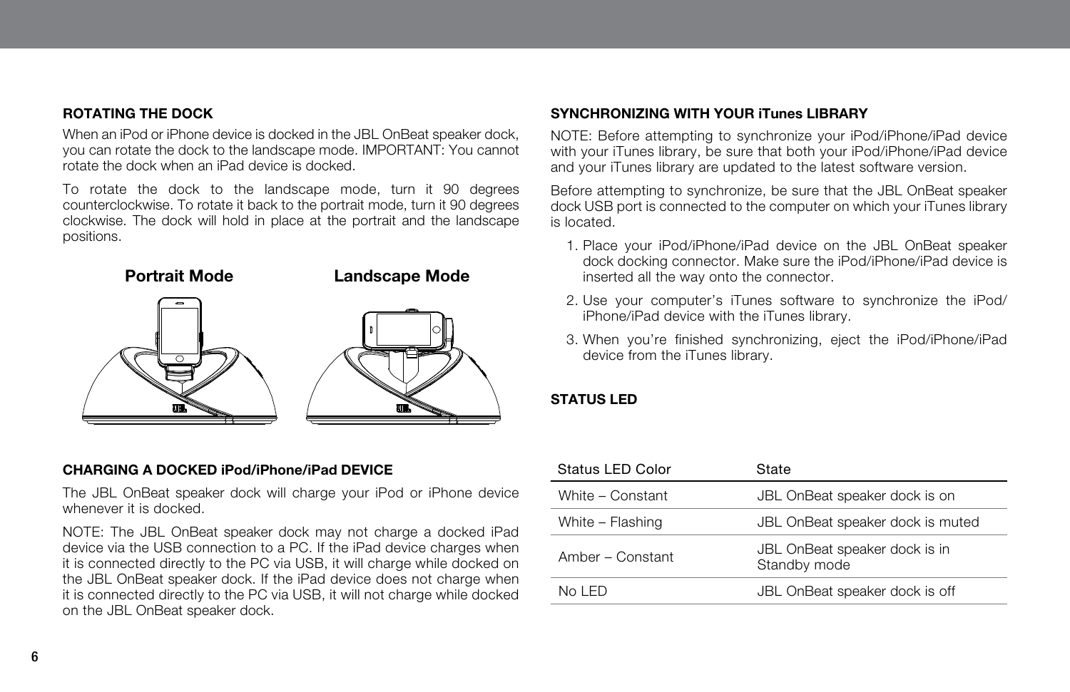### ROTATING THE DOCK

When an iPod or iPhone device is docked in the JBL OnBeat speaker dock, you can rotate the dock to the landscape mode. IMPORTANT: You cannot rotate the dock when an iPad device is docked.

To rotate the dock to the landscape mode, turn it 90 degrees counterclockwise. To rotate it back to the portrait mode, turn it 90 degrees clockwise. The dock will hold in place at the portrait and the landscape positions.

**Portrait Mode** **Landscape Mode**

### CHARGING A DOCKED iPod/iPhone/iPad DEVICE

The JBL OnBeat speaker dock will charge your iPod or iPhone device whenever it is docked.

NOTE: The JBL OnBeat speaker dock may not charge a docked iPad device via the USB connection to a PC. If the iPad device charges when it is connected directly to the PC via USB, it will charge while docked on the JBL OnBeat speaker dock. If the iPad device does not charge when it is connected directly to the PC via USB, it will not charge while docked on the JBL OnBeat speaker dock.

### SYNCHRONIZING WITH YOUR iTunes LIBRARY

NOTE: Before attempting to synchronize your iPod/iPhone/iPad device with your iTunes library, be sure that both your iPod/iPhone/iPad device and your iTunes library are updated to the latest software version.

Before attempting to synchronize, be sure that the JBL OnBeat speaker dock USB port is connected to the computer on which your iTunes library is located.

1. Place your iPod/iPhone/iPad device on the JBL OnBeat speaker dock docking connector. Make sure the iPod/iPhone/iPad device is inserted all the way onto the connector.
2. Use your computer's iTunes software to synchronize the iPod/iPhone/iPad device with the iTunes library.
3. When you're finished synchronizing, eject the iPod/iPhone/iPad device from the iTunes library.

### STATUS LED

| Status LED Color | State |
|---|---|
| White – Constant | JBL OnBeat speaker dock is on |
| White – Flashing | JBL OnBeat speaker dock is muted |
| Amber – Constant | JBL OnBeat speaker dock is in Standby mode |
| No LED | JBL OnBeat speaker dock is off |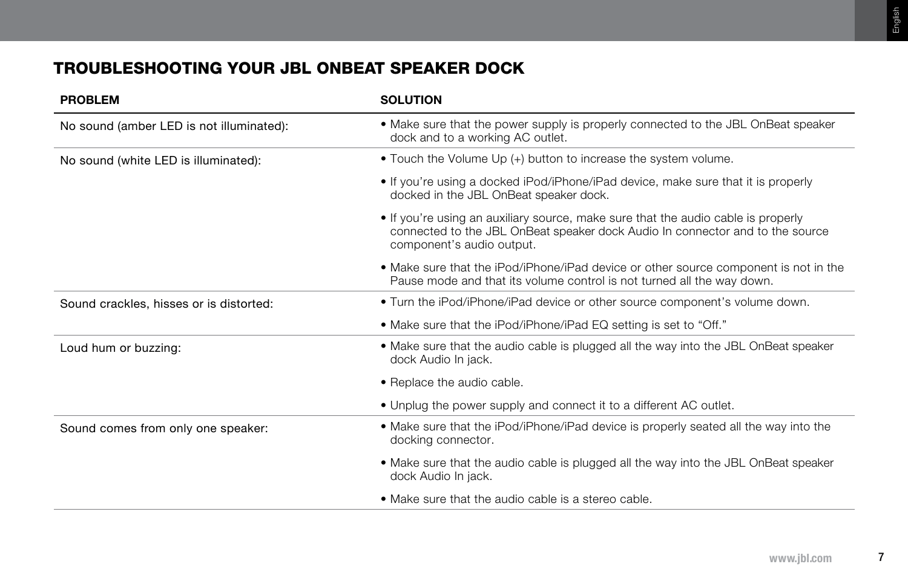## TROUBLESHOOTING YOUR JBL ONBEAT SPEAKER DOCK

| PROBLEM | SOLUTION |
| --- | --- |
| No sound (amber LED is not illuminated): | • Make sure that the power supply is properly connected to the JBL OnBeat speaker dock and to a working AC outlet. |
| No sound (white LED is illuminated): | • Touch the Volume Up (+) button to increase the system volume.<br>• If you're using a docked iPod/iPhone/iPad device, make sure that it is properly docked in the JBL OnBeat speaker dock.<br>• If you're using an auxiliary source, make sure that the audio cable is properly connected to the JBL OnBeat speaker dock Audio In connector and to the source component's audio output.<br>• Make sure that the iPod/iPhone/iPad device or other source component is not in the Pause mode and that its volume control is not turned all the way down. |
| Sound crackles, hisses or is distorted: | • Turn the iPod/iPhone/iPad device or other source component's volume down.<br>• Make sure that the iPod/iPhone/iPad EQ setting is set to "Off." |
| Loud hum or buzzing: | • Make sure that the audio cable is plugged all the way into the JBL OnBeat speaker dock Audio In jack.<br>• Replace the audio cable.<br>• Unplug the power supply and connect it to a different AC outlet. |
| Sound comes from only one speaker: | • Make sure that the iPod/iPhone/iPad device is properly seated all the way into the docking connector.<br>• Make sure that the audio cable is plugged all the way into the JBL OnBeat speaker dock Audio In jack.<br>• Make sure that the audio cable is a stereo cable. |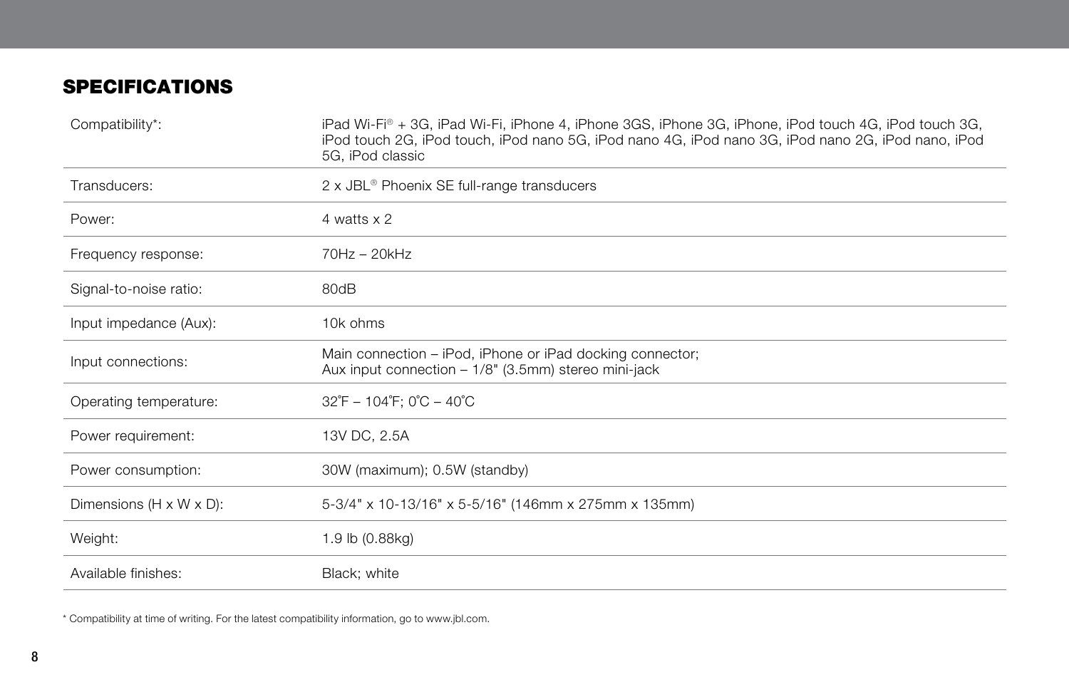## SPECIFICATIONS

| | |
|---|---|
| Compatibility*: | iPad Wi-Fi® + 3G, iPad Wi-Fi, iPhone 4, iPhone 3GS, iPhone 3G, iPhone, iPod touch 4G, iPod touch 3G, iPod touch 2G, iPod touch, iPod nano 5G, iPod nano 4G, iPod nano 3G, iPod nano 2G, iPod nano, iPod 5G, iPod classic |
| Transducers: | 2 x JBL® Phoenix SE full-range transducers |
| Power: | 4 watts x 2 |
| Frequency response: | 70Hz – 20kHz |
| Signal-to-noise ratio: | 80dB |
| Input impedance (Aux): | 10k ohms |
| Input connections: | Main connection – iPod, iPhone or iPad docking connector; Aux input connection – 1/8" (3.5mm) stereo mini-jack |
| Operating temperature: | 32˚F – 104˚F; 0˚C – 40˚C |
| Power requirement: | 13V DC, 2.5A |
| Power consumption: | 30W (maximum); 0.5W (standby) |
| Dimensions (H x W x D): | 5-3/4" x 10-13/16" x 5-5/16" (146mm x 275mm x 135mm) |
| Weight: | 1.9 lb (0.88kg) |
| Available finishes: | Black; white |

* Compatibility at time of writing. For the latest compatibility information, go to www.jbl.com.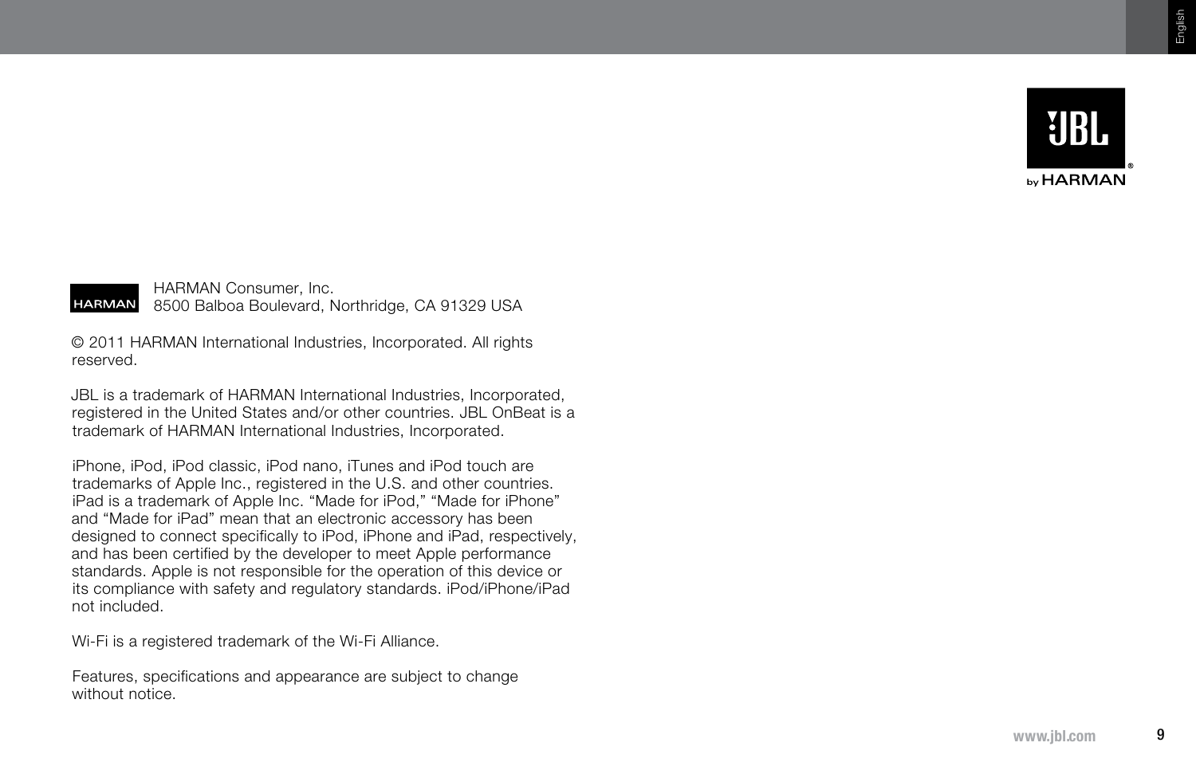HARMAN Consumer, Inc.
8500 Balboa Boulevard, Northridge, CA 91329 USA

© 2011 HARMAN International Industries, Incorporated. All rights reserved.

JBL is a trademark of HARMAN International Industries, Incorporated, registered in the United States and/or other countries. JBL OnBeat is a trademark of HARMAN International Industries, Incorporated.

iPhone, iPod, iPod classic, iPod nano, iTunes and iPod touch are trademarks of Apple Inc., registered in the U.S. and other countries. iPad is a trademark of Apple Inc. “Made for iPod,” “Made for iPhone” and “Made for iPad” mean that an electronic accessory has been designed to connect specifically to iPod, iPhone and iPad, respectively, and has been certified by the developer to meet Apple performance standards. Apple is not responsible for the operation of this device or its compliance with safety and regulatory standards. iPod/iPhone/iPad not included.

Wi-Fi is a registered trademark of the Wi-Fi Alliance.

Features, specifications and appearance are subject to change without notice.